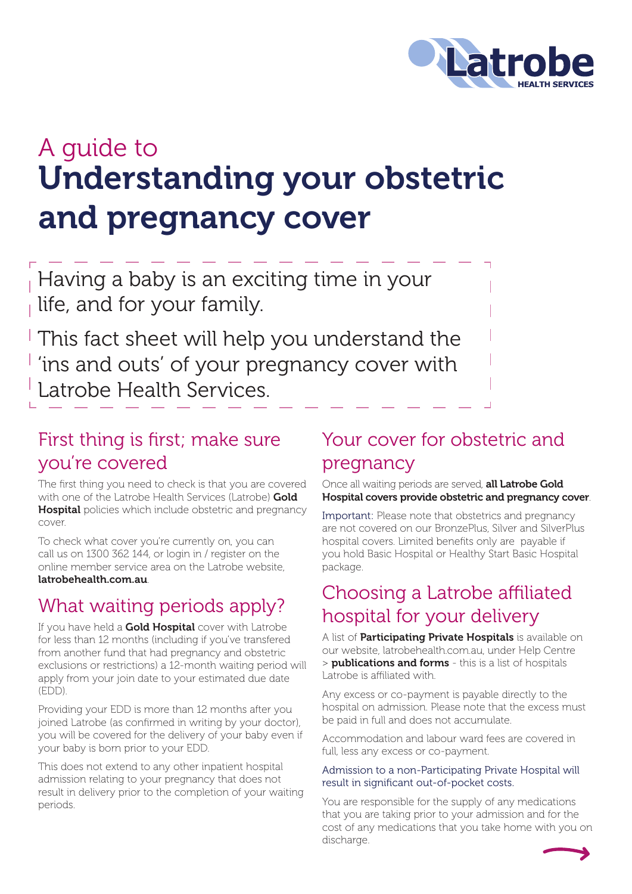# A guide to Understanding your obstetric and pregnancy cover

Having a baby is an exciting time in your life, and for your family.

This fact sheet will help you understand the 'ins and outs' of your pregnancy cover with Latrobe Health Services.

## First thing is first; make sure you're covered

The first thing you need to check is that you are covered with one of the Latrobe Health Services (Latrobe) **Gold Hospital** policies which include obstetric and pregnancy cover.

To check what cover you're currently on, you can call us on 1300 362 144, or login in / register on the online member service area on the Latrobe website, **latrobehealth.com.au**.

## What waiting periods apply?

If you have held a **Gold Hospital** cover with Latrobe for less than 12 months (including if you've transfered from another fund that had pregnancy and obstetric exclusions or restrictions) a 12-month waiting period will apply from your join date to your estimated due date (EDD).

Providing your EDD is more than 12 months after you joined Latrobe (as confirmed in writing by your doctor), you will be covered for the delivery of your baby even if your baby is born prior to your EDD.

This does not extend to any other inpatient hospital admission relating to your pregnancy that does not result in delivery prior to the completion of your waiting periods.

## Your cover for obstetric and pregnancy

Once all waiting periods are served, **all Latrobe Gold Hospital covers provide obstetric and pregnancy cover**.

Important: Please note that obstetrics and pregnancy are not covered on our BronzePlus, Silver and SilverPlus hospital covers. Limited benefits only are payable if you hold Basic Hospital or Healthy Start Basic Hospital package.

## Choosing a Latrobe affiliated hospital for your delivery

A list of **Participating Private Hospitals** is available on our website, latrobehealth.com.au, under Help Centre > **publications and forms** - this is a list of hospitals Latrobe is affiliated with.

Any excess or co-payment is payable directly to the hospital on admission. Please note that the excess must be paid in full and does not accumulate.

Accommodation and labour ward fees are covered in full, less any excess or co-payment.

Admission to a non-Participating Private Hospital will result in significant out-of-pocket costs.

You are responsible for the supply of any medications that you are taking prior to your admission and for the cost of any medications that you take home with you on discharge.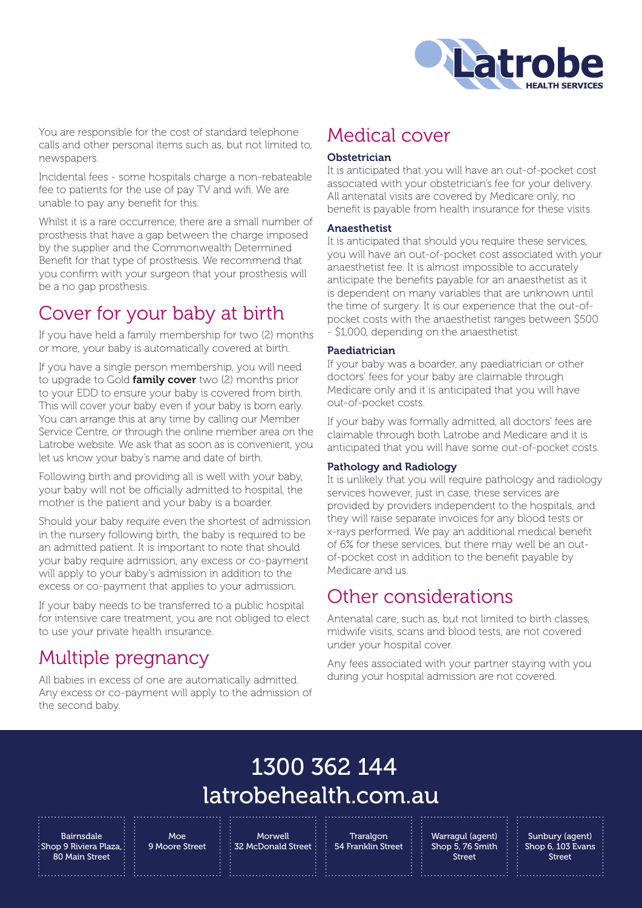You are responsible for the cost of standard telephone calls and other personal items such as, but not limited to, newspapers.

Incidental fees - some hospitals charge a non-rebateable fee to patients for the use of pay TV and wifi. We are unable to pay any benefit for this.

Whilst it is a rare occurrence, there are a small number of prosthesis that have a gap between the charge imposed by the supplier and the Commonwealth Determined Benefit for that type of prosthesis. We recommend that you confirm with your surgeon that your prosthesis will be a no gap prosthesis.

## Cover for your baby at birth

If you have held a family membership for two (2) months or more, your baby is automatically covered at birth.

If you have a single person membership, you will need to upgrade to Gold **family cover** two (2) months prior to your EDD to ensure your baby is covered from birth. This will cover your baby even if your baby is born early. You can arrange this at any time by calling our Member Service Centre, or through the online member area on the Latrobe website. We ask that as soon as is convenient, you let us know your baby's name and date of birth.

Following birth and providing all is well with your baby, your baby will not be officially admitted to hospital, the mother is the patient and your baby is a boarder.

Should your baby require even the shortest of admission in the nursery following birth, the baby is required to be an admitted patient. It is important to note that should your baby require admission, any excess or co-payment will apply to your baby's admission in addition to the excess or co-payment that applies to your admission.

If your baby needs to be transferred to a public hospital for intensive care treatment, you are not obliged to elect to use your private health insurance.

## Multiple pregnancy

All babies in excess of one are automatically admitted. Any excess or co-payment will apply to the admission of the second baby.

## Medical cover

### Obstetrician

It is anticipated that you will have an out-of-pocket cost associated with your obstetrician's fee for your delivery. All antenatal visits are covered by Medicare only, no benefit is payable from health insurance for these visits.

### Anaesthetist

It is anticipated that should you require these services, you will have an out-of-pocket cost associated with your anaesthetist fee. It is almost impossible to accurately anticipate the benefits payable for an anaesthetist as it is dependent on many variables that are unknown until the time of surgery. It is our experience that the out-of-pocket costs with the anaesthetist ranges between $500 - $1,000, depending on the anaesthetist.

### Paediatrician

If your baby was a boarder, any paediatrician or other doctors' fees for your baby are claimable through Medicare only and it is anticipated that you will have out-of-pocket costs.

If your baby was formally admitted, all doctors' fees are claimable through both Latrobe and Medicare and it is anticipated that you will have some out-of-pocket costs.

### Pathology and Radiology

It is unlikely that you will require pathology and radiology services however, just in case, these services are provided by providers independent to the hospitals, and they will raise separate invoices for any blood tests or x-rays performed. We pay an additional medical benefit of 6% for these services, but there may well be an out-of-pocket cost in addition to the benefit payable by Medicare and us.

## Other considerations

Antenatal care, such as, but not limited to birth classes, midwife visits, scans and blood tests, are not covered under your hospital cover.

Any fees associated with your partner staying with you during your hospital admission are not covered.

## 1300 362 144
## latrobehealth.com.au

Bairnsdale
Shop 9 Riviera Plaza, 80 Main Street

Moe
9 Moore Street

Morwell
32 McDonald Street

Traralgon
54 Franklin Street

Warragul (agent)
Shop 5, 76 Smith Street

Sunbury (agent)
Shop 6, 103 Evans Street